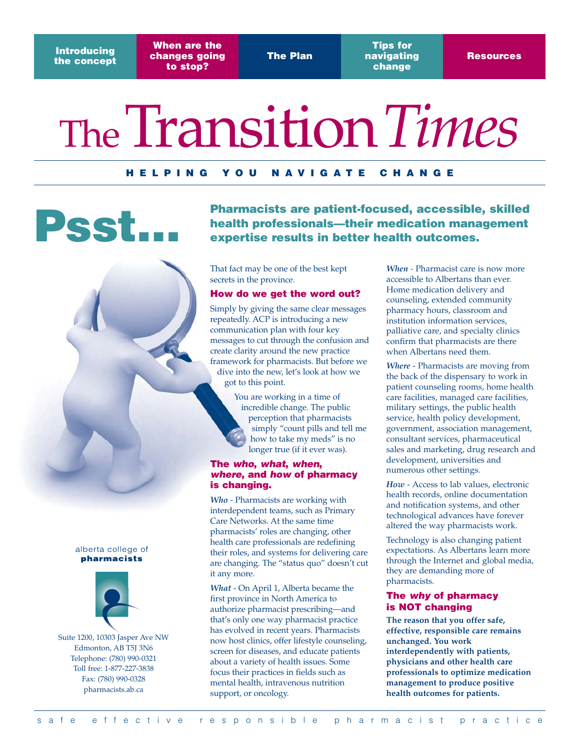Introducing the concept | When are the changes going to stop? | The Plan | Tips for navigating change | Resources

# The Transition *Times*

**HELPING YOU NAVIGATE CHANGE**

# Psst...

## Pharmacists are patient-focused, accessible, skilled health professionals—their medication management expertise results in better health outcomes.

That fact may be one of the best kept secrets in the province.

### How do we get the word out?

Simply by giving the same clear messages repeatedly. ACP is introducing a new communication plan with four key messages to cut through the confusion and create clarity around the new practice framework for pharmacists. But before we dive into the new, let's look at how we got to this point.

You are working in a time of incredible change. The public perception that pharmacists simply "count pills and tell me how to take my meds" is no longer true (if it ever was).

### The *who*, *what*, *when*, *where*, and *how* of pharmacy is changing.

*Who* - Pharmacists are working with interdependent teams, such as Primary Care Networks. At the same time pharmacists' roles are changing, other health care professionals are redefining their roles, and systems for delivering care are changing. The "status quo" doesn't cut it any more.

*What* - On April 1, Alberta became the first province in North America to authorize pharmacist prescribing—and that's only one way pharmacist practice has evolved in recent years. Pharmacists now host clinics, offer lifestyle counseling, screen for diseases, and educate patients about a variety of health issues. Some focus their practices in fields such as mental health, intravenous nutrition support, or oncology.

*When* - Pharmacist care is now more accessible to Albertans than ever. Home medication delivery and counseling, extended community pharmacy hours, classroom and institution information services, palliative care, and specialty clinics confirm that pharmacists are there when Albertans need them.

*Where* - Pharmacists are moving from the back of the dispensary to work in patient counseling rooms, home health care facilities, managed care facilities, military settings, the public health service, health policy development, government, association management, consultant services, pharmaceutical sales and marketing, drug research and development, universities and numerous other settings.

*How* - Access to lab values, electronic health records, online documentation and notification systems, and other technological advances have forever altered the way pharmacists work.

Technology is also changing patient expectations. As Albertans learn more through the Internet and global media, they are demanding more of pharmacists.

### The *why* of pharmacy is NOT changing

**The reason that you offer safe, effective, responsible care remains unchanged. You work interdependently with patients, physicians and other health care professionals to optimize medication management to produce positive health outcomes for patients.**

alberta college of **pharmacists**

Suite 1200, 10303 Jasper Ave NW
Edmonton, AB T5J 3N6
Telephone: (780) 990-0321
Toll free: 1-877-227-3838
Fax: (780) 990-0328
pharmacists.ab.ca

safe effective responsible pharmacist practice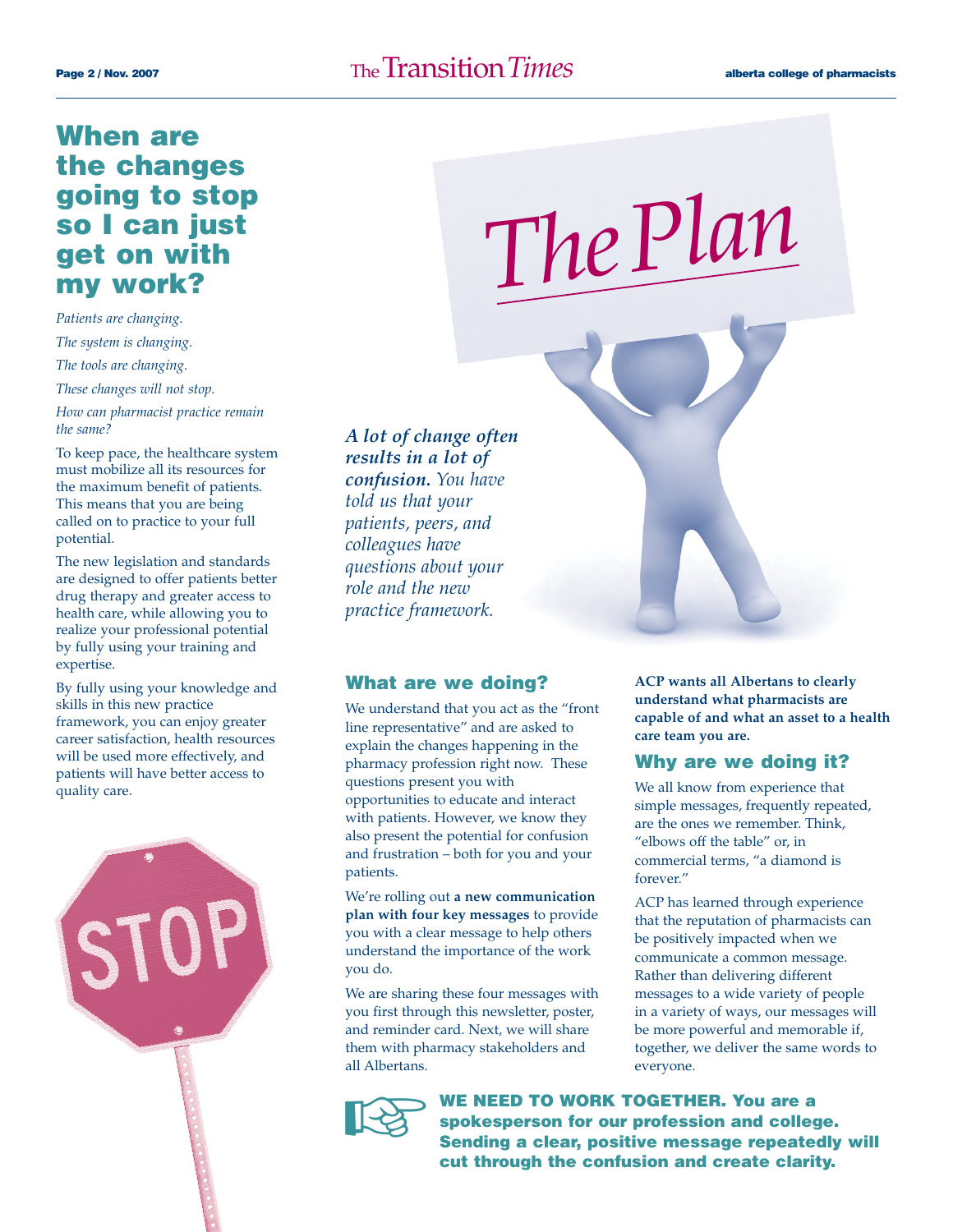# When are the changes going to stop so I can just get on with my work?

*Patients are changing.*

*The system is changing.*

*The tools are changing.*

*These changes will not stop.*

*How can pharmacist practice remain the same?*

To keep pace, the healthcare system must mobilize all its resources for the maximum benefit of patients. This means that you are being called on to practice to your full potential.

The new legislation and standards are designed to offer patients better drug therapy and greater access to health care, while allowing you to realize your professional potential by fully using your training and expertise.

By fully using your knowledge and skills in this new practice framework, you can enjoy greater career satisfaction, health resources will be used more effectively, and patients will have better access to quality care.

# The Plan

***A lot of change often results in a lot of confusion.*** *You have told us that your patients, peers, and colleagues have questions about your role and the new practice framework.*

## What are we doing?

We understand that you act as the "front line representative" and are asked to explain the changes happening in the pharmacy profession right now. These questions present you with opportunities to educate and interact with patients. However, we know they also present the potential for confusion and frustration – both for you and your patients.

We're rolling out **a new communication plan with four key messages** to provide you with a clear message to help others understand the importance of the work you do.

We are sharing these four messages with you first through this newsletter, poster, and reminder card. Next, we will share them with pharmacy stakeholders and all Albertans.

**ACP wants all Albertans to clearly understand what pharmacists are capable of and what an asset to a health care team you are.**

## Why are we doing it?

We all know from experience that simple messages, frequently repeated, are the ones we remember. Think, "elbows off the table" or, in commercial terms, "a diamond is forever."

ACP has learned through experience that the reputation of pharmacists can be positively impacted when we communicate a common message. Rather than delivering different messages to a wide variety of people in a variety of ways, our messages will be more powerful and memorable if, together, we deliver the same words to everyone.

**WE NEED TO WORK TOGETHER. You are a spokesperson for our profession and college. Sending a clear, positive message repeatedly will cut through the confusion and create clarity.**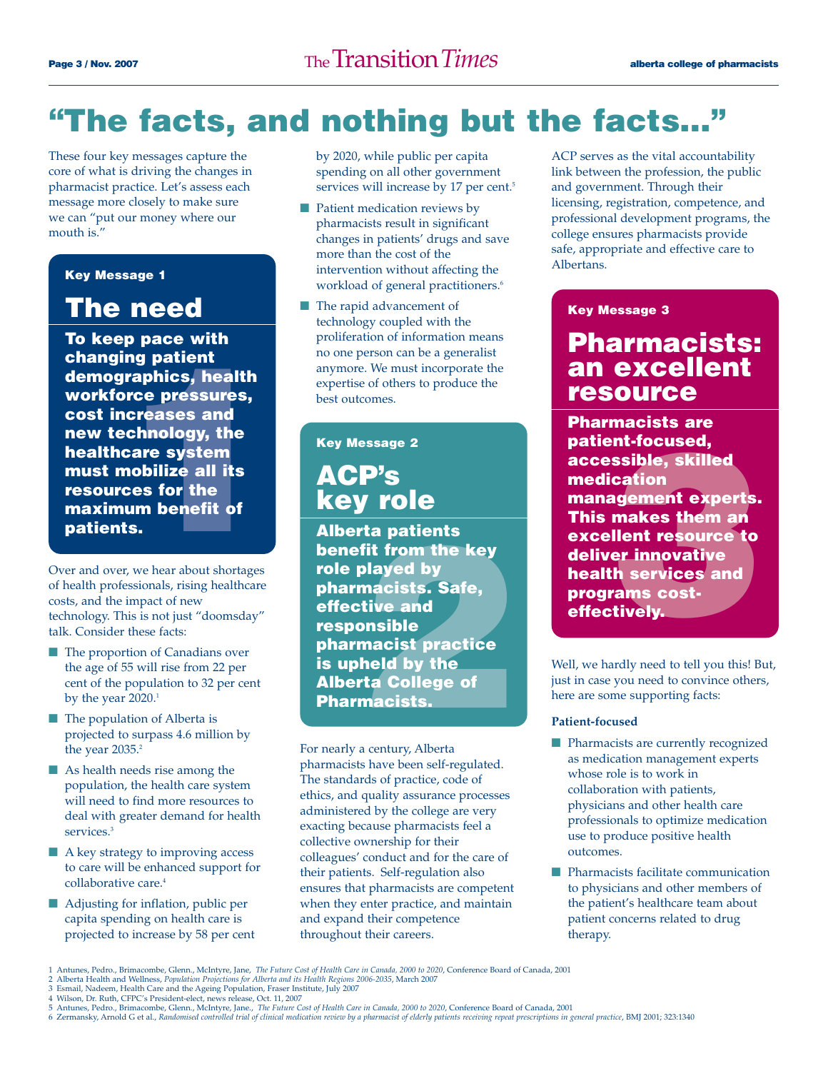# "The facts, and nothing but the facts..."

These four key messages capture the core of what is driving the changes in pharmacist practice. Let's assess each message more closely to make sure we can "put our money where our mouth is."

**Key Message 1**

## The need

**To keep pace with changing patient demographics, health workforce pressures, cost increases and new technology, the healthcare system must mobilize all its resources for the maximum benefit of patients.**

Over and over, we hear about shortages of health professionals, rising healthcare costs, and the impact of new technology. This is not just "doomsday" talk. Consider these facts:

- The proportion of Canadians over the age of 55 will rise from 22 per cent of the population to 32 per cent by the year 2020.[1]
- The population of Alberta is projected to surpass 4.6 million by the year 2035.[2]
- As health needs rise among the population, the health care system will need to find more resources to deal with greater demand for health services.[3]
- A key strategy to improving access to care will be enhanced support for collaborative care.[4]
- Adjusting for inflation, public per capita spending on health care is projected to increase by 58 per cent by 2020, while public per capita spending on all other government services will increase by 17 per cent.[5]
- Patient medication reviews by pharmacists result in significant changes in patients' drugs and save more than the cost of the intervention without affecting the workload of general practitioners.[6]
- The rapid advancement of technology coupled with the proliferation of information means no one person can be a generalist anymore. We must incorporate the expertise of others to produce the best outcomes.

**Key Message 2**

## ACP's key role

**Alberta patients benefit from the key role played by pharmacists. Safe, effective and responsible pharmacist practice is upheld by the Alberta College of Pharmacists.**

For nearly a century, Alberta pharmacists have been self-regulated. The standards of practice, code of ethics, and quality assurance processes administered by the college are very exacting because pharmacists feel a collective ownership for their colleagues' conduct and for the care of their patients. Self-regulation also ensures that pharmacists are competent when they enter practice, and maintain and expand their competence throughout their careers.

ACP serves as the vital accountability link between the profession, the public and government. Through their licensing, registration, competence, and professional development programs, the college ensures pharmacists provide safe, appropriate and effective care to Albertans.

**Key Message 3**

## Pharmacists: an excellent resource

**Pharmacists are patient-focused, accessible, skilled medication management experts. This makes them an excellent resource to deliver innovative health services and programs cost-effectively.**

Well, we hardly need to tell you this! But, just in case you need to convince others, here are some supporting facts:

**Patient-focused**

- Pharmacists are currently recognized as medication management experts whose role is to work in collaboration with patients, physicians and other health care professionals to optimize medication use to produce positive health outcomes.
- Pharmacists facilitate communication to physicians and other members of the patient's healthcare team about patient concerns related to drug therapy.

---

1 Antunes, Pedro., Brimacombe, Glenn., McIntyre, Jane, *The Future Cost of Health Care in Canada, 2000 to 2020*, Conference Board of Canada, 2001
2 Alberta Health and Wellness, *Population Projections for Alberta and its Health Regions 2006-2035*, March 2007
3 Esmail, Nadeem, Health Care and the Ageing Population, Fraser Institute, July 2007
4 Wilson, Dr. Ruth, CFPC's President-elect, news release, Oct. 11, 2007
5 Antunes, Pedro., Brimacombe, Glenn., McIntyre, Jane., *The Future Cost of Health Care in Canada, 2000 to 2020*, Conference Board of Canada, 2001
6 Zermansky, Arnold G et al., *Randomised controlled trial of clinical medication review by a pharmacist of elderly patients receiving repeat prescriptions in general practice*, BMJ 2001; 323:1340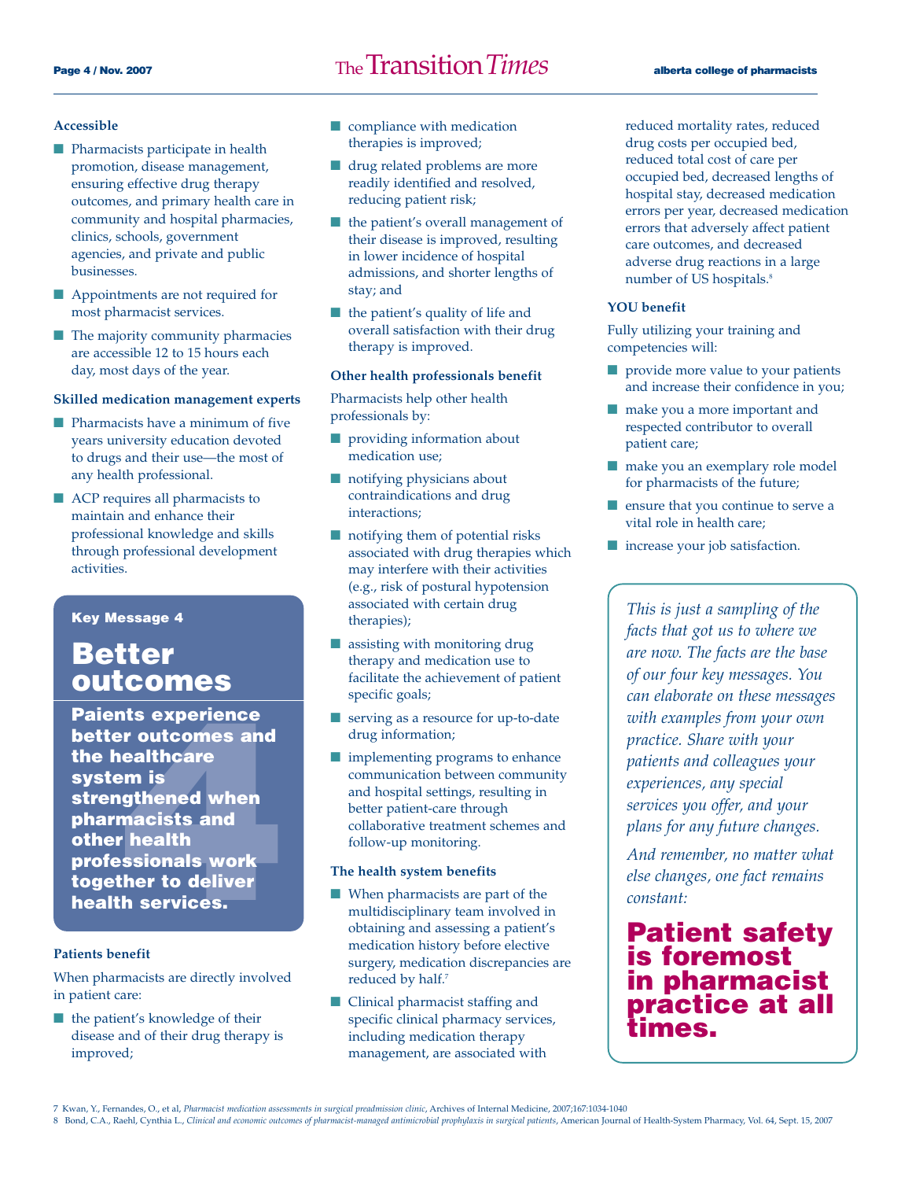### Accessible

- Pharmacists participate in health promotion, disease management, ensuring effective drug therapy outcomes, and primary health care in community and hospital pharmacies, clinics, schools, government agencies, and private and public businesses.
- Appointments are not required for most pharmacist services.
- The majority community pharmacies are accessible 12 to 15 hours each day, most days of the year.

### Skilled medication management experts

- Pharmacists have a minimum of five years university education devoted to drugs and their use—the most of any health professional.
- ACP requires all pharmacists to maintain and enhance their professional knowledge and skills through professional development activities.

**Key Message 4**

## Better outcomes

**Paients experience better outcomes and the healthcare system is strengthened when pharmacists and other health professionals work together to deliver health services.**

### Patients benefit

When pharmacists are directly involved in patient care:

- the patient's knowledge of their disease and of their drug therapy is improved;
- compliance with medication therapies is improved;
- drug related problems are more readily identified and resolved, reducing patient risk;
- the patient's overall management of their disease is improved, resulting in lower incidence of hospital admissions, and shorter lengths of stay; and
- the patient's quality of life and overall satisfaction with their drug therapy is improved.

### Other health professionals benefit

Pharmacists help other health professionals by:

- providing information about medication use;
- notifying physicians about contraindications and drug interactions;
- notifying them of potential risks associated with drug therapies which may interfere with their activities (e.g., risk of postural hypotension associated with certain drug therapies);
- assisting with monitoring drug therapy and medication use to facilitate the achievement of patient specific goals;
- serving as a resource for up-to-date drug information;
- implementing programs to enhance communication between community and hospital settings, resulting in better patient-care through collaborative treatment schemes and follow-up monitoring.

### The health system benefits

- When pharmacists are part of the multidisciplinary team involved in obtaining and assessing a patient's medication history before elective surgery, medication discrepancies are reduced by half.[7]
- Clinical pharmacist staffing and specific clinical pharmacy services, including medication therapy management, are associated with reduced mortality rates, reduced drug costs per occupied bed, reduced total cost of care per occupied bed, decreased lengths of hospital stay, decreased medication errors per year, decreased medication errors that adversely affect patient care outcomes, and decreased adverse drug reactions in a large number of US hospitals.[8]

### YOU benefit

Fully utilizing your training and competencies will:

- provide more value to your patients and increase their confidence in you;
- make you a more important and respected contributor to overall patient care;
- make you an exemplary role model for pharmacists of the future;
- ensure that you continue to serve a vital role in health care;
- increase your job satisfaction.

*This is just a sampling of the facts that got us to where we are now. The facts are the base of our four key messages. You can elaborate on these messages with examples from your own practice. Share with your patients and colleagues your experiences, any special services you offer, and your plans for any future changes.*

*And remember, no matter what else changes, one fact remains constant:*

**Patient safety is foremost in pharmacist practice at all times.**

7 Kwan, Y., Fernandes, O., et al, *Pharmacist medication assessments in surgical preadmission clinic*, Archives of Internal Medicine, 2007;167:1034-1040

8 Bond, C.A., Raehl, Cynthia L., *Clinical and economic outcomes of pharmacist-managed antimicrobial prophylaxis in surgical patients*, American Journal of Health-System Pharmacy, Vol. 64, Sept. 15, 2007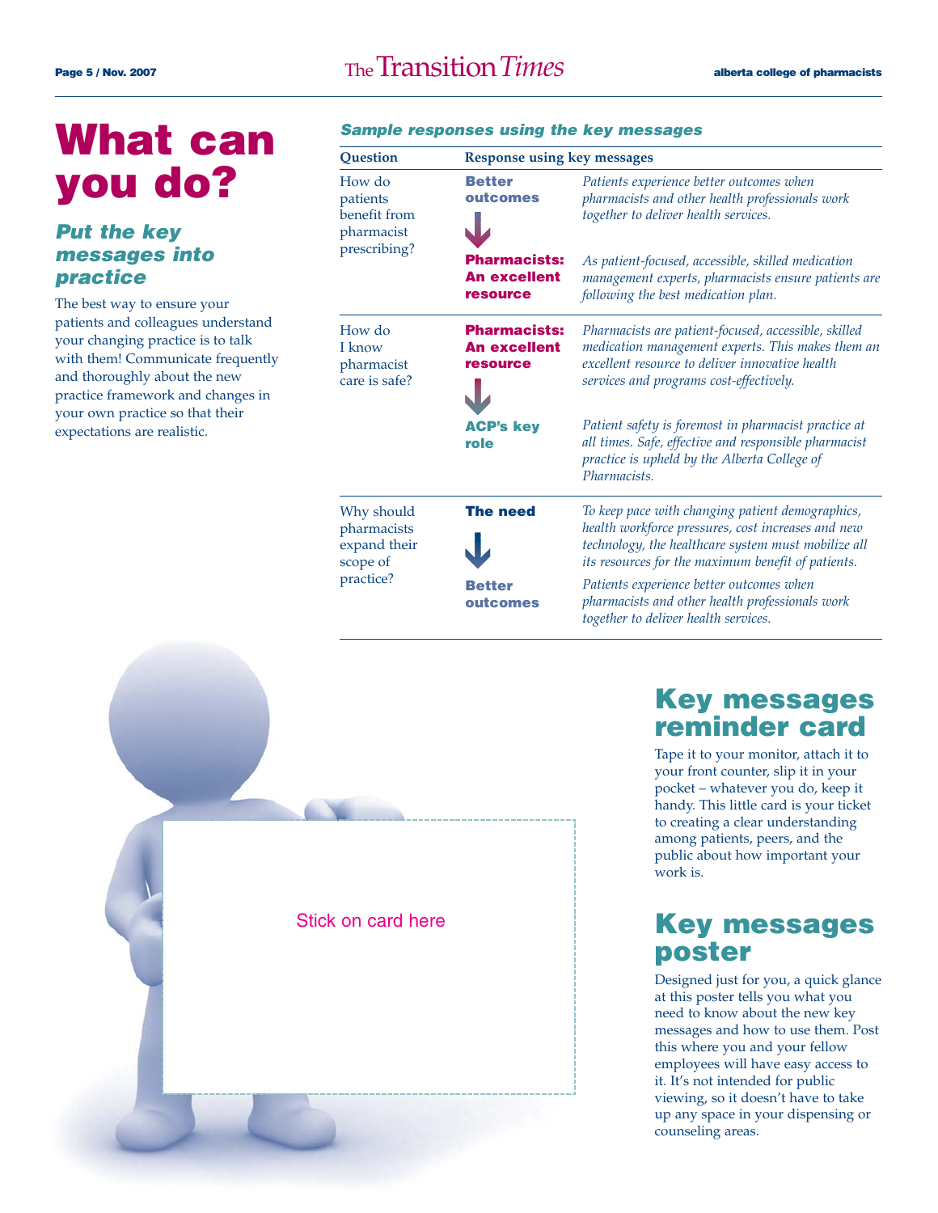# What can you do?

## *Put the key messages into practice*

The best way to ensure your patients and colleagues understand your changing practice is to talk with them! Communicate frequently and thoroughly about the new practice framework and changes in your own practice so that their expectations are realistic.

### *Sample responses using the key messages*

| Question | Response using key messages | |
|---|---|---|
| How do patients benefit from pharmacist prescribing? | **Better outcomes** | *Patients experience better outcomes when pharmacists and other health professionals work together to deliver health services.* |
| | ↓ **Pharmacists: An excellent resource** | *As patient-focused, accessible, skilled medication management experts, pharmacists ensure patients are following the best medication plan.* |
| How do I know pharmacist care is safe? | **Pharmacists: An excellent resource** | *Pharmacists are patient-focused, accessible, skilled medication management experts. This makes them an excellent resource to deliver innovative health services and programs cost-effectively.* |
| | ↓ **ACP's key role** | *Patient safety is foremost in pharmacist practice at all times. Safe, effective and responsible pharmacist practice is upheld by the Alberta College of Pharmacists.* |
| Why should pharmacists expand their scope of practice? | **The need** | *To keep pace with changing patient demographics, health workforce pressures, cost increases and new technology, the healthcare system must mobilize all its resources for the maximum benefit of patients.* |
| | ↓ **Better outcomes** | *Patients experience better outcomes when pharmacists and other health professionals work together to deliver health services.* |

Stick on card here

## Key messages reminder card

Tape it to your monitor, attach it to your front counter, slip it in your pocket – whatever you do, keep it handy. This little card is your ticket to creating a clear understanding among patients, peers, and the public about how important your work is.

## Key messages poster

Designed just for you, a quick glance at this poster tells you what you need to know about the new key messages and how to use them. Post this where you and your fellow employees will have easy access to it. It's not intended for public viewing, so it doesn't have to take up any space in your dispensing or counseling areas.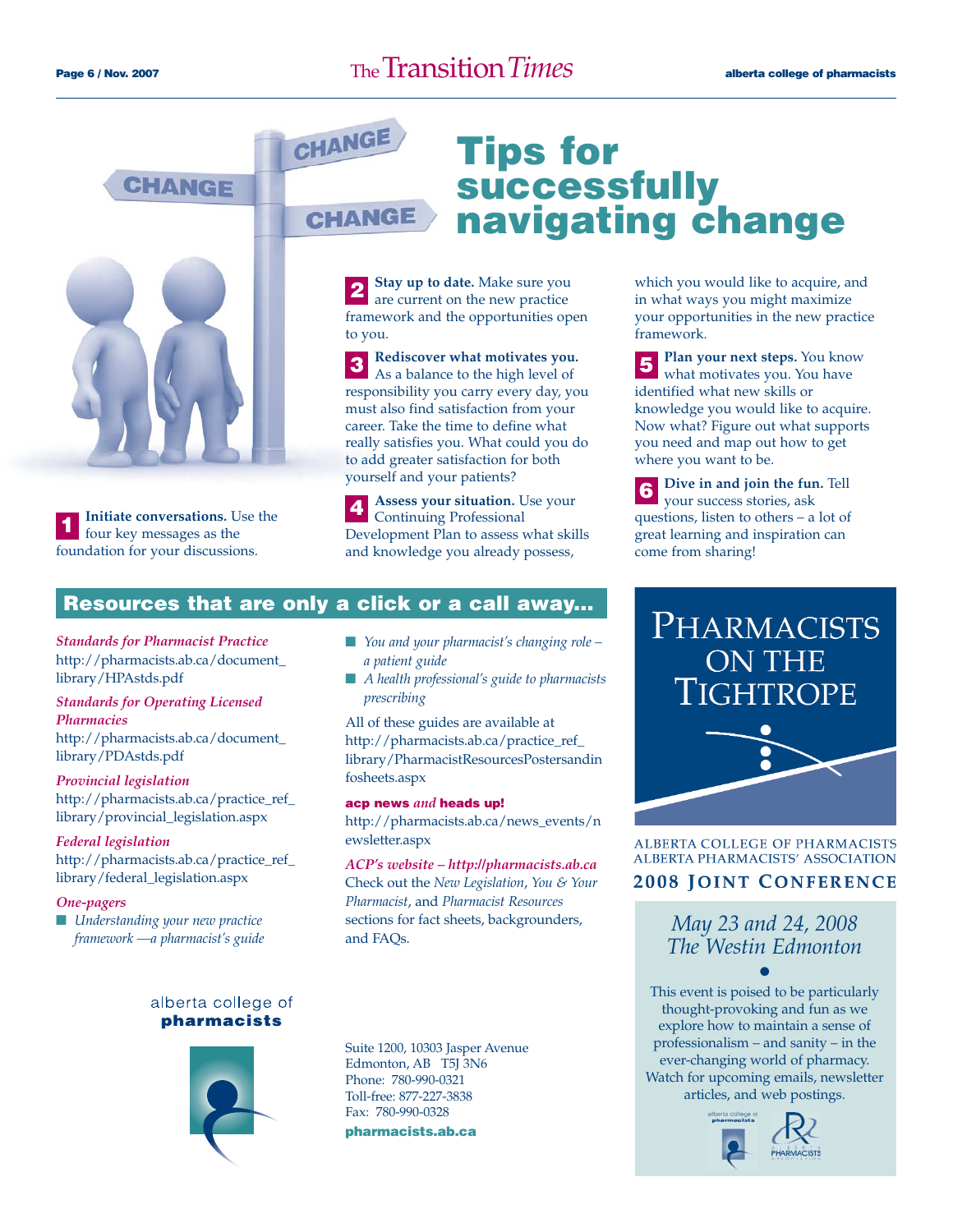# Tips for successfully navigating change

**1 Initiate conversations.** Use the four key messages as the foundation for your discussions.

**2 Stay up to date.** Make sure you are current on the new practice framework and the opportunities open to you.

**3 Rediscover what motivates you.** As a balance to the high level of responsibility you carry every day, you must also find satisfaction from your career. Take the time to define what really satisfies you. What could you do to add greater satisfaction for both yourself and your patients?

**4 Assess your situation.** Use your Continuing Professional Development Plan to assess what skills and knowledge you already possess, which you would like to acquire, and in what ways you might maximize your opportunities in the new practice framework.

**5 Plan your next steps.** You know what motivates you. You have identified what new skills or knowledge you would like to acquire. Now what? Figure out what supports you need and map out how to get where you want to be.

**6 Dive in and join the fun.** Tell your success stories, ask questions, listen to others – a lot of great learning and inspiration can come from sharing!

## Resources that are only a click or a call away…

*Standards for Pharmacist Practice*
http://pharmacists.ab.ca/document_library/HPAstds.pdf

*Standards for Operating Licensed Pharmacies*
http://pharmacists.ab.ca/document_library/PDAstds.pdf

*Provincial legislation*
http://pharmacists.ab.ca/practice_ref_library/provincial_legislation.aspx

*Federal legislation*
http://pharmacists.ab.ca/practice_ref_library/federal_legislation.aspx

*One-pagers*

- *Understanding your new practice framework —a pharmacist's guide*
- *You and your pharmacist's changing role – a patient guide*
- *A health professional's guide to pharmacists prescribing*

All of these guides are available at http://pharmacists.ab.ca/practice_ref_library/PharmacistResourcesPostersandinfosheets.aspx

**acp news** *and* **heads up!**
http://pharmacists.ab.ca/news_events/newsletter.aspx

*ACP's website – http://pharmacists.ab.ca*
Check out the *New Legislation*, *You & Your Pharmacist*, and *Pharmacist Resources* sections for fact sheets, backgrounders, and FAQs.

alberta college of **pharmacists**

Suite 1200, 10303 Jasper Avenue
Edmonton, AB T5J 3N6
Phone: 780-990-0321
Toll-free: 877-227-3838
Fax: 780-990-0328
**pharmacists.ab.ca**

## Pharmacists on the Tightrope

ALBERTA COLLEGE OF PHARMACISTS
ALBERTA PHARMACISTS' ASSOCIATION

**2008 Joint Conference**

*May 23 and 24, 2008*
*The Westin Edmonton*

This event is poised to be particularly thought-provoking and fun as we explore how to maintain a sense of professionalism – and sanity – in the ever-changing world of pharmacy. Watch for upcoming emails, newsletter articles, and web postings.